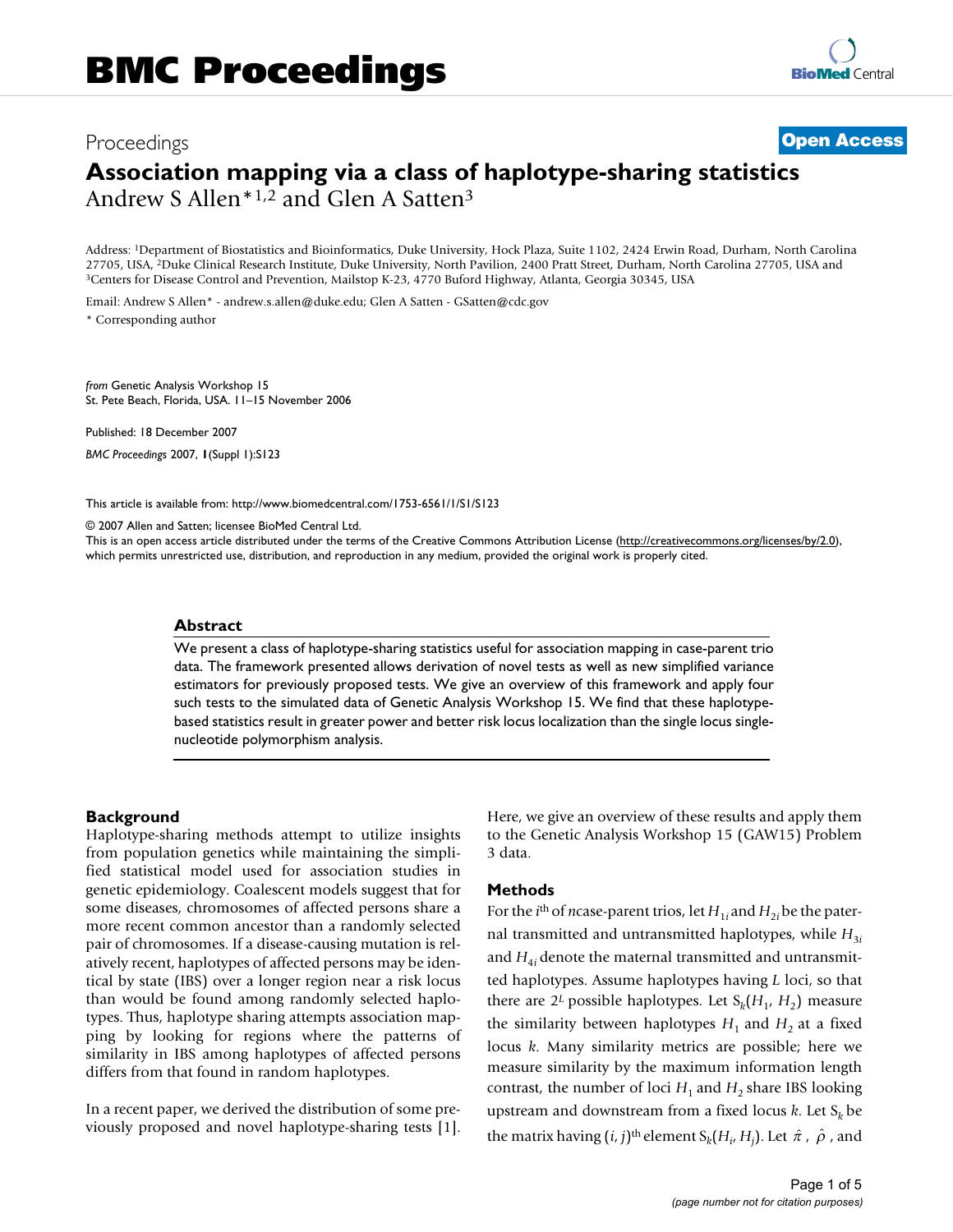# BMC Proceedings

Proceedings **Open Access**

## Association mapping via a class of haplotype-sharing statistics

Andrew S Allen*[1,2] and Glen A Satten[3]

Address: [1]Department of Biostatistics and Bioinformatics, Duke University, Hock Plaza, Suite 1102, 2424 Erwin Road, Durham, North Carolina 27705, USA, [2]Duke Clinical Research Institute, Duke University, North Pavilion, 2400 Pratt Street, Durham, North Carolina 27705, USA and [3]Centers for Disease Control and Prevention, Mailstop K-23, 4770 Buford Highway, Atlanta, Georgia 30345, USA

Email: Andrew S Allen* - andrew.s.allen@duke.edu; Glen A Satten - GSatten@cdc.gov

\* Corresponding author

*from* Genetic Analysis Workshop 15
St. Pete Beach, Florida, USA. 11–15 November 2006

Published: 18 December 2007

*BMC Proceedings* 2007, **1**(Suppl 1):S123

This article is available from: http://www.biomedcentral.com/1753-6561/1/S1/S123

© 2007 Allen and Satten; licensee BioMed Central Ltd.
This is an open access article distributed under the terms of the Creative Commons Attribution License (http://creativecommons.org/licenses/by/2.0), which permits unrestricted use, distribution, and reproduction in any medium, provided the original work is properly cited.

### Abstract

We present a class of haplotype-sharing statistics useful for association mapping in case-parent trio data. The framework presented allows derivation of novel tests as well as new simplified variance estimators for previously proposed tests. We give an overview of this framework and apply four such tests to the simulated data of Genetic Analysis Workshop 15. We find that these haplotype-based statistics result in greater power and better risk locus localization than the single locus single-nucleotide polymorphism analysis.

## Background

Haplotype-sharing methods attempt to utilize insights from population genetics while maintaining the simplified statistical model used for association studies in genetic epidemiology. Coalescent models suggest that for some diseases, chromosomes of affected persons share a more recent common ancestor than a randomly selected pair of chromosomes. If a disease-causing mutation is relatively recent, haplotypes of affected persons may be identical by state (IBS) over a longer region near a risk locus than would be found among randomly selected haplotypes. Thus, haplotype sharing attempts association mapping by looking for regions where the patterns of similarity in IBS among haplotypes of affected persons differs from that found in random haplotypes.

In a recent paper, we derived the distribution of some previously proposed and novel haplotype-sharing tests [1]. Here, we give an overview of these results and apply them to the Genetic Analysis Workshop 15 (GAW15) Problem 3 data.

## Methods

For the $i^{th}$ of $n$case-parent trios, let $H_{1i}$ and $H_{2i}$ be the paternal transmitted and untransmitted haplotypes, while $H_{3i}$ and $H_{4i}$ denote the maternal transmitted and untransmitted haplotypes. Assume haplotypes having $L$ loci, so that there are $2^L$ possible haplotypes. Let $S_k(H_1, H_2)$ measure the similarity between haplotypes $H_1$ and $H_2$ at a fixed locus $k$. Many similarity metrics are possible; here we measure similarity by the maximum information length contrast, the number of loci $H_1$ and $H_2$ share IBS looking upstream and downstream from a fixed locus $k$. Let $S_k$ be the matrix having $(i, j)^{th}$ element $S_k(H_i, H_j)$. Let $\hat{\pi}$, $\hat{\rho}$, and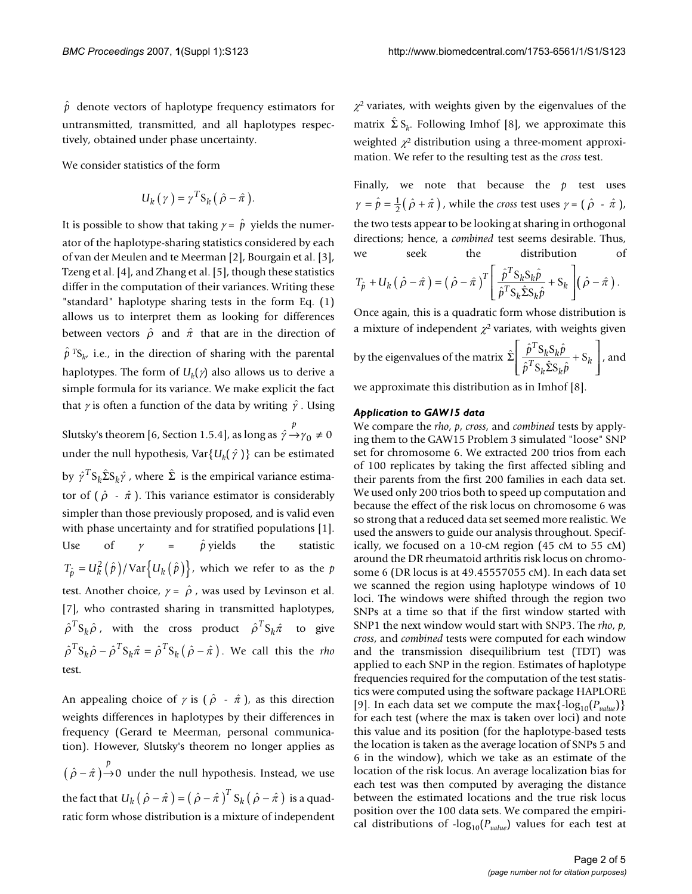$\hat{p}$ denote vectors of haplotype frequency estimators for untransmitted, transmitted, and all haplotypes respectively, obtained under phase uncertainty.

We consider statistics of the form

$$U_k(\gamma) = \gamma^T S_k(\hat{\rho} - \hat{\pi}).$$

It is possible to show that taking $\gamma = \hat{p}$ yields the numerator of the haplotype-sharing statistics considered by each of van der Meulen and te Meerman [2], Bourgain et al. [3], Tzeng et al. [4], and Zhang et al. [5], though these statistics differ in the computation of their variances. Writing these "standard" haplotype sharing tests in the form Eq. (1) allows us to interpret them as looking for differences between vectors $\hat{\rho}$ and $\hat{\pi}$ that are in the direction of $\hat{p}^T S_k$, i.e., in the direction of sharing with the parental haplotypes. The form of $U_k(\gamma)$ also allows us to derive a simple formula for its variance. We make explicit the fact that $\gamma$ is often a function of the data by writing $\hat{\gamma}$. Using Slutsky's theorem [6, Section 1.5.4], as long as $\hat{\gamma} \xrightarrow{p} \gamma_0 \neq 0$ under the null hypothesis, $\mathrm{Var}\{U_k(\hat{\gamma})\}$ can be estimated by $\hat{\gamma}^T S_k \hat{\Sigma} S_k \hat{\gamma}$, where $\hat{\Sigma}$ is the empirical variance estimator of $(\hat{\rho} - \hat{\pi})$. This variance estimator is considerably simpler than those previously proposed, and is valid even with phase uncertainty and for stratified populations [1]. Use of $\gamma = \hat{p}$ yields the statistic $T_{\hat{p}} = U_k^2(\hat{p}) / \mathrm{Var}\{U_k(\hat{p})\}$, which we refer to as the *p* test. Another choice, $\gamma = \hat{\rho}$, was used by Levinson et al. [7], who contrasted sharing in transmitted haplotypes, $\hat{\rho}^T S_k \hat{\rho}$, with the cross product $\hat{\rho}^T S_k \hat{\pi}$ to give $\hat{\rho}^T S_k \hat{\rho} - \hat{\rho}^T S_k \hat{\pi} = \hat{\rho}^T S_k(\hat{\rho} - \hat{\pi})$. We call this the *rho* test.

An appealing choice of $\gamma$ is $(\hat{\rho} - \hat{\pi})$, as this direction weights differences in haplotypes by their differences in frequency (Gerard te Meerman, personal communication). However, Slutsky's theorem no longer applies as $(\hat{\rho} - \hat{\pi}) \xrightarrow{p} 0$ under the null hypothesis. Instead, we use the fact that $U_k(\hat{\rho} - \hat{\pi}) = (\hat{\rho} - \hat{\pi})^T S_k(\hat{\rho} - \hat{\pi})$ is a quadratic form whose distribution is a mixture of independent $\chi^2$ variates, with weights given by the eigenvalues of the matrix $\hat{\Sigma} S_k$. Following Imhof [8], we approximate this weighted $\chi^2$ distribution using a three-moment approximation. We refer to the resulting test as the *cross* test.

Finally, we note that because the *p* test uses $\gamma = \hat{p} = \frac{1}{2}(\hat{\rho} + \hat{\pi})$, while the *cross* test uses $\gamma = (\hat{\rho} - \hat{\pi})$, the two tests appear to be looking at sharing in orthogonal directions; hence, a *combined* test seems desirable. Thus, we seek the distribution of

$$T_{\hat{p}} + U_k(\hat{\rho} - \hat{\pi}) = (\hat{\rho} - \hat{\pi})^T \left[ \frac{\hat{p}^T S_k S_k \hat{p}}{\hat{p}^T S_k \hat{\Sigma} S_k \hat{p}} + S_k \right] (\hat{\rho} - \hat{\pi}).$$

Once again, this is a quadratic form whose distribution is a mixture of independent $\chi^2$ variates, with weights given by the eigenvalues of the matrix $\hat{\Sigma}\left[ \frac{\hat{p}^T S_k S_k \hat{p}}{\hat{p}^T S_k \hat{\Sigma} S_k \hat{p}} + S_k \right]$, and we approximate this distribution as in Imhof [8].

### *Application to GAW15 data*

We compare the *rho*, *p*, *cross*, and *combined* tests by applying them to the GAW15 Problem 3 simulated "loose" SNP set for chromosome 6. We extracted 200 trios from each of 100 replicates by taking the first affected sibling and their parents from the first 200 families in each data set. We used only 200 trios both to speed up computation and because the effect of the risk locus on chromosome 6 was so strong that a reduced data set seemed more realistic. We used the answers to guide our analysis throughout. Specifically, we focused on a 10-cM region (45 cM to 55 cM) around the DR rheumatoid arthritis risk locus on chromosome 6 (DR locus is at 49.45557055 cM). In each data set we scanned the region using haplotype windows of 10 loci. The windows were shifted through the region two SNPs at a time so that if the first window started with SNP1 the next window would start with SNP3. The *rho*, *p*, *cross*, and *combined* tests were computed for each window and the transmission disequilibrium test (TDT) was applied to each SNP in the region. Estimates of haplotype frequencies required for the computation of the test statistics were computed using the software package HAPLORE [9]. In each data set we compute the $\max\{-\log_{10}(P_{value})\}$ for each test (where the max is taken over loci) and note this value and its position (for the haplotype-based tests the location is taken as the average location of SNPs 5 and 6 in the window), which we take as an estimate of the location of the risk locus. An average localization bias for each test was then computed by averaging the distance between the estimated locations and the true risk locus position over the 100 data sets. We compared the empirical distributions of $-\log_{10}(P_{value})$ values for each test at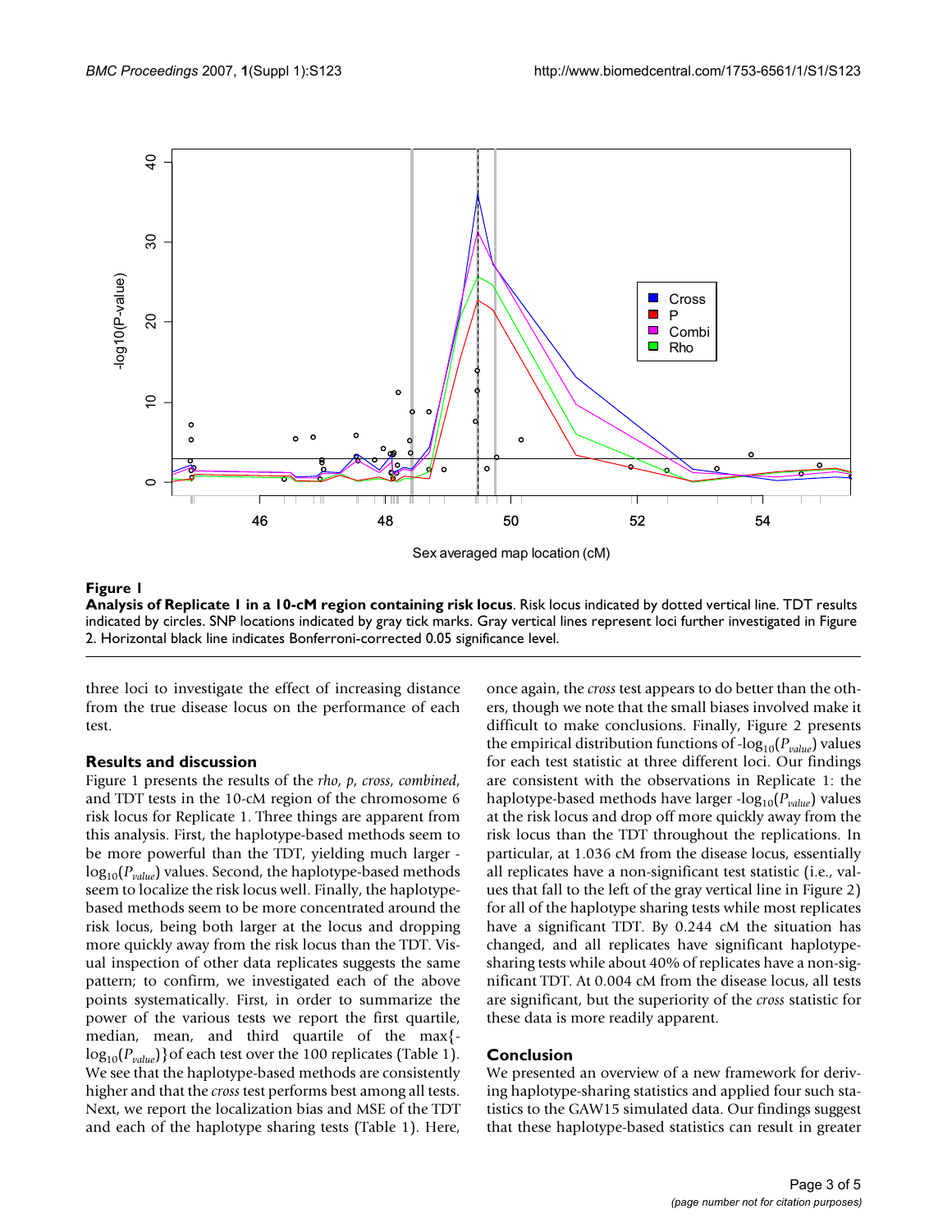**Figure 1**

**Analysis of Replicate 1 in a 10-cM region containing risk locus**. Risk locus indicated by dotted vertical line. TDT results indicated by circles. SNP locations indicated by gray tick marks. Gray vertical lines represent loci further investigated in Figure 2. Horizontal black line indicates Bonferroni-corrected 0.05 significance level.

three loci to investigate the effect of increasing distance from the true disease locus on the performance of each test.

## Results and discussion

Figure 1 presents the results of the *rho*, *p*, *cross*, *combined*, and TDT tests in the 10-cM region of the chromosome 6 risk locus for Replicate 1. Three things are apparent from this analysis. First, the haplotype-based methods seem to be more powerful than the TDT, yielding much larger $-\log_{10}(P_{value})$ values. Second, the haplotype-based methods seem to localize the risk locus well. Finally, the haplotype-based methods seem to be more concentrated around the risk locus, being both larger at the locus and dropping more quickly away from the risk locus than the TDT. Visual inspection of other data replicates suggests the same pattern; to confirm, we investigated each of the above points systematically. First, in order to summarize the power of the various tests we report the first quartile, median, mean, and third quartile of the $\max\{-\log_{10}(P_{value})\}$ of each test over the 100 replicates (Table 1). We see that the haplotype-based methods are consistently higher and that the *cross* test performs best among all tests. Next, we report the localization bias and MSE of the TDT and each of the haplotype sharing tests (Table 1). Here, once again, the *cross* test appears to do better than the others, though we note that the small biases involved make it difficult to make conclusions. Finally, Figure 2 presents the empirical distribution functions of $-\log_{10}(P_{value})$ values for each test statistic at three different loci. Our findings are consistent with the observations in Replicate 1: the haplotype-based methods have larger $-\log_{10}(P_{value})$ values at the risk locus and drop off more quickly away from the risk locus than the TDT throughout the replications. In particular, at 1.036 cM from the disease locus, essentially all replicates have a non-significant test statistic (i.e., values that fall to the left of the gray vertical line in Figure 2) for all of the haplotype sharing tests while most replicates have a significant TDT. By 0.244 cM the situation has changed, and all replicates have significant haplotype-sharing tests while about 40% of replicates have a non-significant TDT. At 0.004 cM from the disease locus, all tests are significant, but the superiority of the *cross* statistic for these data is more readily apparent.

## Conclusion

We presented an overview of a new framework for deriving haplotype-sharing statistics and applied four such statistics to the GAW15 simulated data. Our findings suggest that these haplotype-based statistics can result in greater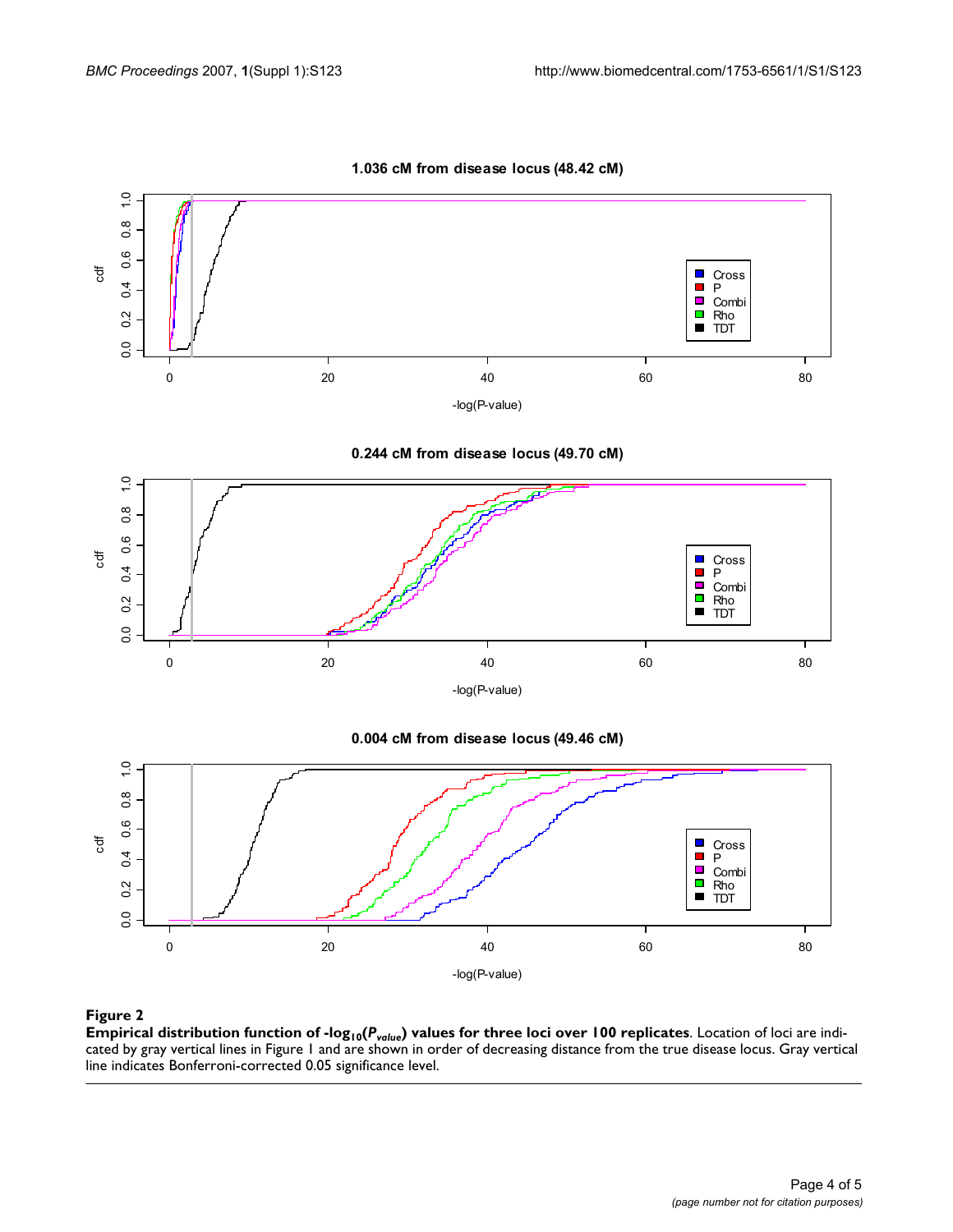**Figure 2**

**Empirical distribution function of $-\log_{10}(P_{value})$ values for three loci over 100 replicates**. Location of loci are indicated by gray vertical lines in Figure 1 and are shown in order of decreasing distance from the true disease locus. Gray vertical line indicates Bonferroni-corrected 0.05 significance level.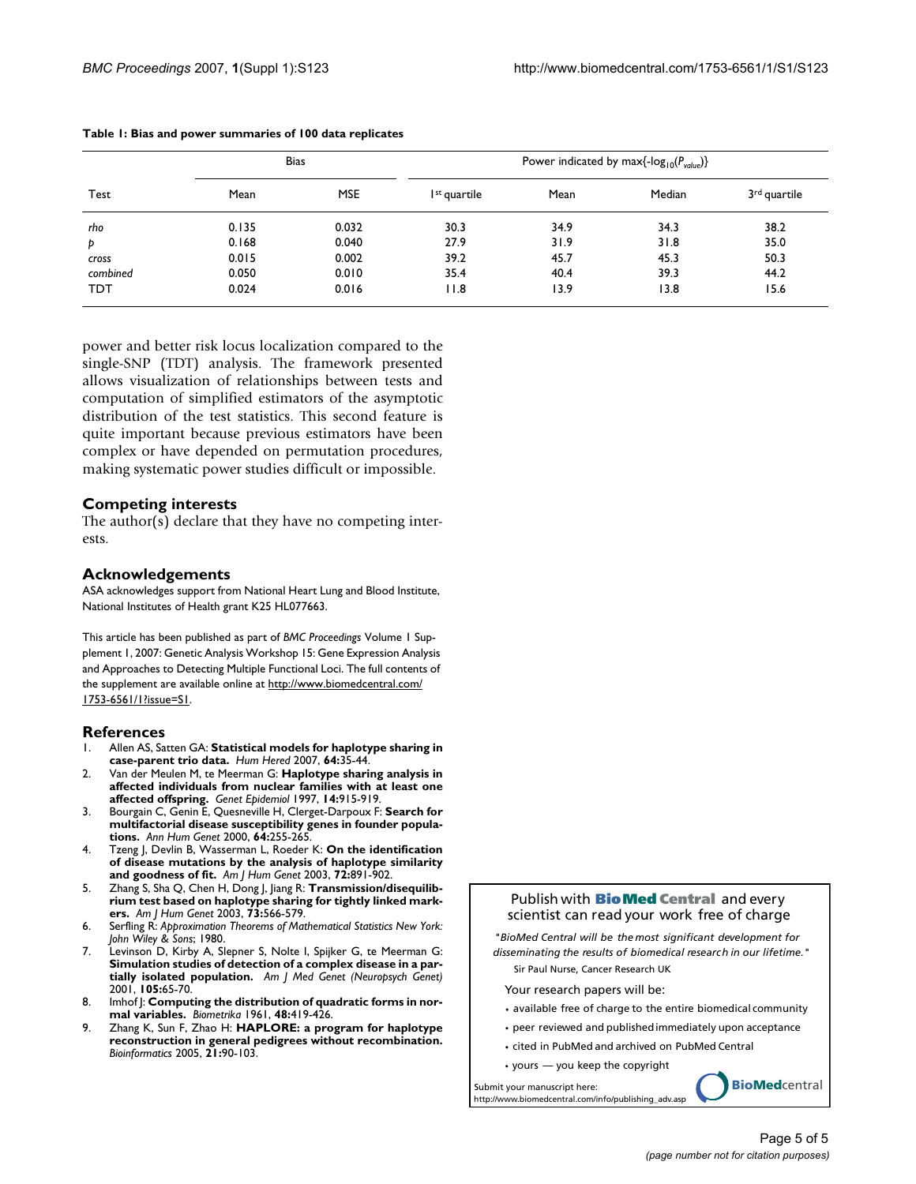**Table 1: Bias and power summaries of 100 data replicates**

| Test | Bias | | Power indicated by max{-log$_{10}$($P_{value}$)} | | | |
|---|---|---|---|---|---|---|
| | Mean | MSE | 1$^{st}$ quartile | Mean | Median | 3$^{rd}$ quartile |
| *rho* | 0.135 | 0.032 | 30.3 | 34.9 | 34.3 | 38.2 |
| *p* | 0.168 | 0.040 | 27.9 | 31.9 | 31.8 | 35.0 |
| *cross* | 0.015 | 0.002 | 39.2 | 45.7 | 45.3 | 50.3 |
| *combined* | 0.050 | 0.010 | 35.4 | 40.4 | 39.3 | 44.2 |
| TDT | 0.024 | 0.016 | 11.8 | 13.9 | 13.8 | 15.6 |

power and better risk locus localization compared to the single-SNP (TDT) analysis. The framework presented allows visualization of relationships between tests and computation of simplified estimators of the asymptotic distribution of the test statistics. This second feature is quite important because previous estimators have been complex or have depended on permutation procedures, making systematic power studies difficult or impossible.

## Competing interests

The author(s) declare that they have no competing interests.

## Acknowledgements

ASA acknowledges support from National Heart Lung and Blood Institute, National Institutes of Health grant K25 HL077663.

This article has been published as part of *BMC Proceedings* Volume 1 Supplement 1, 2007: Genetic Analysis Workshop 15: Gene Expression Analysis and Approaches to Detecting Multiple Functional Loci. The full contents of the supplement are available online at http://www.biomedcentral.com/1753-6561/1?issue=S1.

## References

1. Allen AS, Satten GA: **Statistical models for haplotype sharing in case-parent trio data.** *Hum Hered* 2007, **64:**35-44.
2. Van der Meulen M, te Meerman G: **Haplotype sharing analysis in affected individuals from nuclear families with at least one affected offspring.** *Genet Epidemiol* 1997, **14:**915-919.
3. Bourgain C, Genin E, Quesneville H, Clerget-Darpoux F: **Search for multifactorial disease susceptibility genes in founder populations.** *Ann Hum Genet* 2000, **64:**255-265.
4. Tzeng J, Devlin B, Wasserman L, Roeder K: **On the identification of disease mutations by the analysis of haplotype similarity and goodness of fit.** *Am J Hum Genet* 2003, **72:**891-902.
5. Zhang S, Sha Q, Chen H, Dong J, Jiang R: **Transmission/disequilibrium test based on haplotype sharing for tightly linked markers.** *Am J Hum Genet* 2003, **73:**566-579.
6. Serfling R: *Approximation Theorems of Mathematical Statistics New York: John Wiley & Sons*; 1980.
7. Levinson D, Kirby A, Slepner S, Nolte I, Spijker G, te Meerman G: **Simulation studies of detection of a complex disease in a partially isolated population.** *Am J Med Genet (Neuropsych Genet)* 2001, **105:**65-70.
8. Imhof J: **Computing the distribution of quadratic forms in normal variables.** *Biometrika* 1961, **48:**419-426.
9. Zhang K, Sun F, Zhao H: **HAPLORE: a program for haplotype reconstruction in general pedigrees without recombination.** *Bioinformatics* 2005, **21:**90-103.

Publish with **BioMed Central** and every scientist can read your work free of charge

*"BioMed Central will be the most significant development for disseminating the results of biomedical research in our lifetime."*

Sir Paul Nurse, Cancer Research UK

Your research papers will be:

- available free of charge to the entire biomedical community
- peer reviewed and published immediately upon acceptance
- cited in PubMed and archived on PubMed Central
- yours — you keep the copyright

Submit your manuscript here:
http://www.biomedcentral.com/info/publishing_adv.asp

**BioMed**central